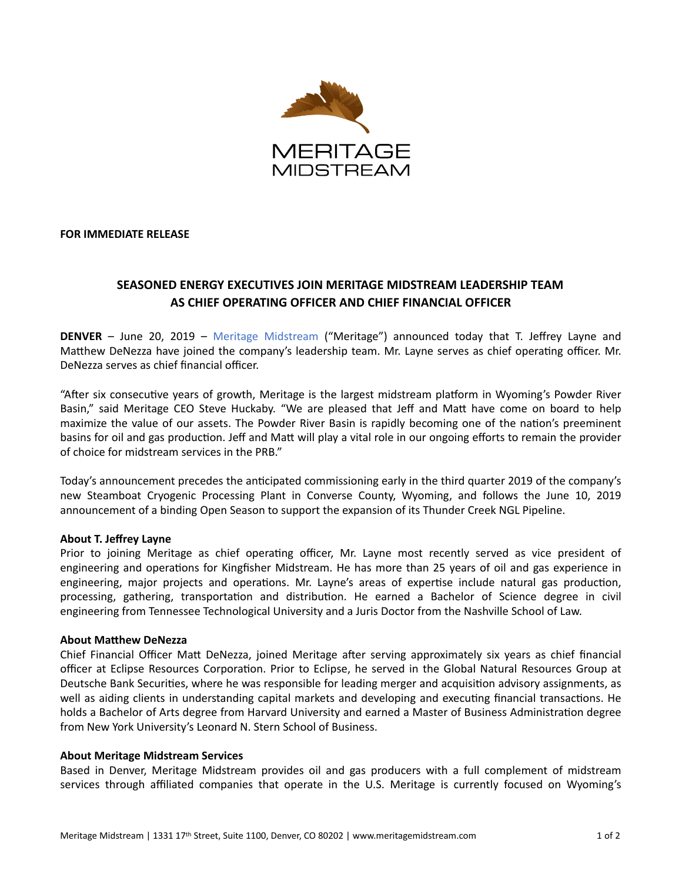**FOR IMMEDIATE RELEASE**

## SEASONED ENERGY EXECUTIVES JOIN MERITAGE MIDSTREAM LEADERSHIP TEAM AS CHIEF OPERATING OFFICER AND CHIEF FINANCIAL OFFICER

**DENVER** – June 20, 2019 – Meritage Midstream ("Meritage") announced today that T. Jeffrey Layne and Matthew DeNezza have joined the company's leadership team. Mr. Layne serves as chief operating officer. Mr. DeNezza serves as chief financial officer.

"After six consecutive years of growth, Meritage is the largest midstream platform in Wyoming's Powder River Basin," said Meritage CEO Steve Huckaby. "We are pleased that Jeff and Matt have come on board to help maximize the value of our assets. The Powder River Basin is rapidly becoming one of the nation's preeminent basins for oil and gas production. Jeff and Matt will play a vital role in our ongoing efforts to remain the provider of choice for midstream services in the PRB."

Today's announcement precedes the anticipated commissioning early in the third quarter 2019 of the company's new Steamboat Cryogenic Processing Plant in Converse County, Wyoming, and follows the June 10, 2019 announcement of a binding Open Season to support the expansion of its Thunder Creek NGL Pipeline.

**About T. Jeffrey Layne**

Prior to joining Meritage as chief operating officer, Mr. Layne most recently served as vice president of engineering and operations for Kingfisher Midstream. He has more than 25 years of oil and gas experience in engineering, major projects and operations. Mr. Layne's areas of expertise include natural gas production, processing, gathering, transportation and distribution. He earned a Bachelor of Science degree in civil engineering from Tennessee Technological University and a Juris Doctor from the Nashville School of Law.

**About Matthew DeNezza**

Chief Financial Officer Matt DeNezza, joined Meritage after serving approximately six years as chief financial officer at Eclipse Resources Corporation. Prior to Eclipse, he served in the Global Natural Resources Group at Deutsche Bank Securities, where he was responsible for leading merger and acquisition advisory assignments, as well as aiding clients in understanding capital markets and developing and executing financial transactions. He holds a Bachelor of Arts degree from Harvard University and earned a Master of Business Administration degree from New York University's Leonard N. Stern School of Business.

**About Meritage Midstream Services**

Based in Denver, Meritage Midstream provides oil and gas producers with a full complement of midstream services through affiliated companies that operate in the U.S. Meritage is currently focused on Wyoming's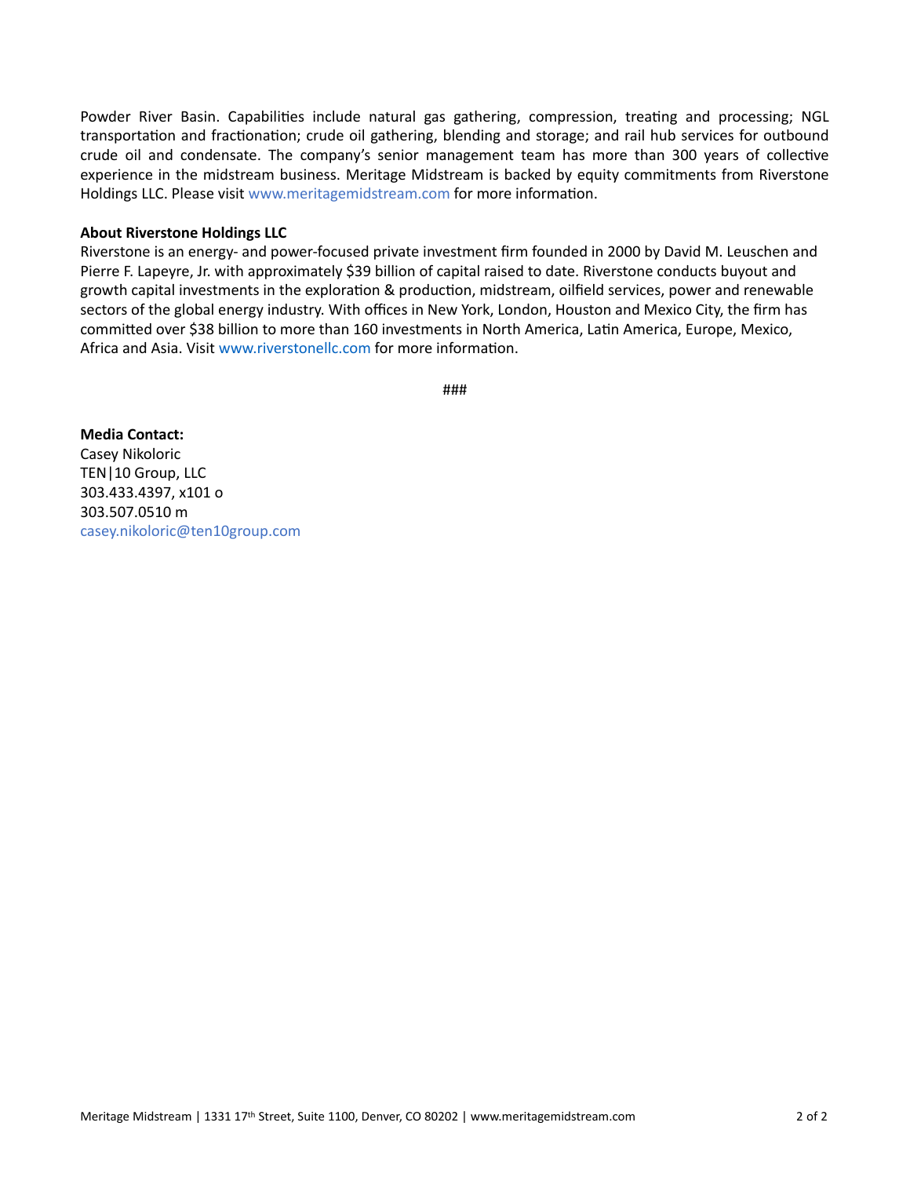Powder River Basin. Capabilities include natural gas gathering, compression, treating and processing; NGL transportation and fractionation; crude oil gathering, blending and storage; and rail hub services for outbound crude oil and condensate. The company's senior management team has more than 300 years of collective experience in the midstream business. Meritage Midstream is backed by equity commitments from Riverstone Holdings LLC. Please visit www.meritagemidstream.com for more information.

**About Riverstone Holdings LLC**

Riverstone is an energy- and power-focused private investment firm founded in 2000 by David M. Leuschen and Pierre F. Lapeyre, Jr. with approximately $39 billion of capital raised to date. Riverstone conducts buyout and growth capital investments in the exploration & production, midstream, oilfield services, power and renewable sectors of the global energy industry. With offices in New York, London, Houston and Mexico City, the firm has committed over $38 billion to more than 160 investments in North America, Latin America, Europe, Mexico, Africa and Asia. Visit www.riverstonellc.com for more information.

###

**Media Contact:**

Casey Nikoloric
TEN|10 Group, LLC
303.433.4397, x101 o
303.507.0510 m
casey.nikoloric@ten10group.com